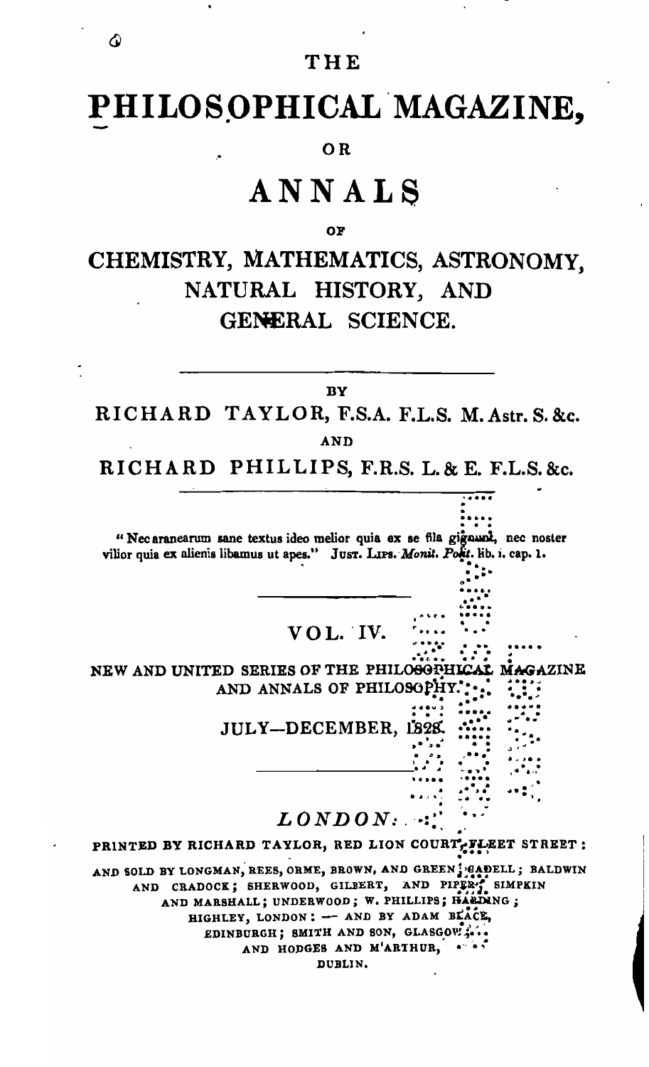# THE PHILOSOPHICAL MAGAZINE,

OR

# ANNALS

OF

## CHEMISTRY, MATHEMATICS, ASTRONOMY, NATURAL HISTORY, AND GENERAL SCIENCE.

---

BY

RICHARD TAYLOR, F.S.A. F.L.S. M. Astr. S. &c.

AND

RICHARD PHILLIPS, F.R.S. L. & E. F.L.S. &c.

---

"Nec aranearum sane textus ideo melior quia ex se fila gignunt, nec noster vilior quia ex alienis libamus ut apes." JUST. LIPS. *Monit. Polit.* lib. i. cap. 1.

---

VOL. IV.

NEW AND UNITED SERIES OF THE PHILOSOPHICAL MAGAZINE AND ANNALS OF PHILOSOPHY.

JULY—DECEMBER, 1828.

---

*LONDON:*

PRINTED BY RICHARD TAYLOR, RED LION COURT, FLEET STREET:

AND SOLD BY LONGMAN, REES, ORME, BROWN, AND GREEN; CADELL; BALDWIN AND CRADOCK; SHERWOOD, GILBERT, AND PIPER; SIMPKIN AND MARSHALL; UNDERWOOD; W. PHILLIPS; HARDING; HIGHLEY, LONDON: — AND BY ADAM BLACK, EDINBURGH; SMITH AND SON, GLASGOW; AND HODGES AND M'ARTHUR, DUBLIN.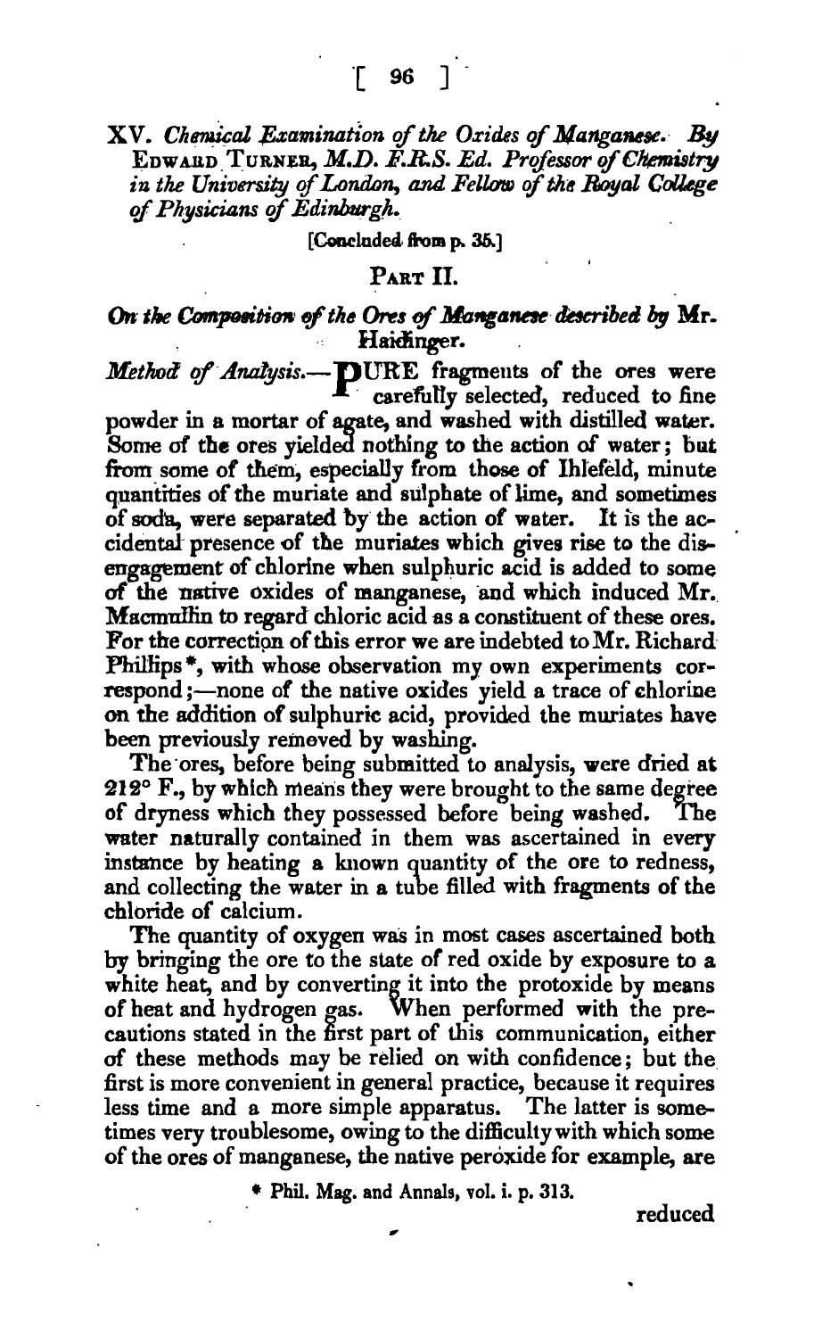# XV. *Chemical Examination of the Oxides of Manganese.* By Edward Turner, *M.D. F.R.S. Ed. Professor of Chemistry in the University of London, and Fellow of the Royal College of Physicians of Edinburgh.*

[Concluded from p. 35.]

## Part II.

### *On the Composition of the Ores of Manganese described by* Mr. Haidinger.

*Method of Analysis.*—PURE fragments of the ores were carefully selected, reduced to fine powder in a mortar of agate, and washed with distilled water. Some of the ores yielded nothing to the action of water; but from some of them, especially from those of Ihlefeld, minute quantities of the muriate and sulphate of lime, and sometimes of soda, were separated by the action of water. It is the accidental presence of the muriates which gives rise to the disengagement of chlorine when sulphuric acid is added to some of the native oxides of manganese, and which induced Mr. Macmullin to regard chloric acid as a constituent of these ores. For the correction of this error we are indebted to Mr. Richard Phillips *, with whose observation my own experiments correspond;—none of the native oxides yield a trace of chlorine on the addition of sulphuric acid, provided the muriates have been previously removed by washing.

The ores, before being submitted to analysis, were dried at 212° F., by which means they were brought to the same degree of dryness which they possessed before being washed. The water naturally contained in them was ascertained in every instance by heating a known quantity of the ore to redness, and collecting the water in a tube filled with fragments of the chloride of calcium.

The quantity of oxygen was in most cases ascertained both by bringing the ore to the state of red oxide by exposure to a white heat, and by converting it into the protoxide by means of heat and hydrogen gas. When performed with the precautions stated in the first part of this communication, either of these methods may be relied on with confidence; but the first is more convenient in general practice, because it requires less time and a more simple apparatus. The latter is sometimes very troublesome, owing to the difficulty with which some of the ores of manganese, the native peroxide for example, are reduced

* Phil. Mag. and Annals, vol. i. p. 313.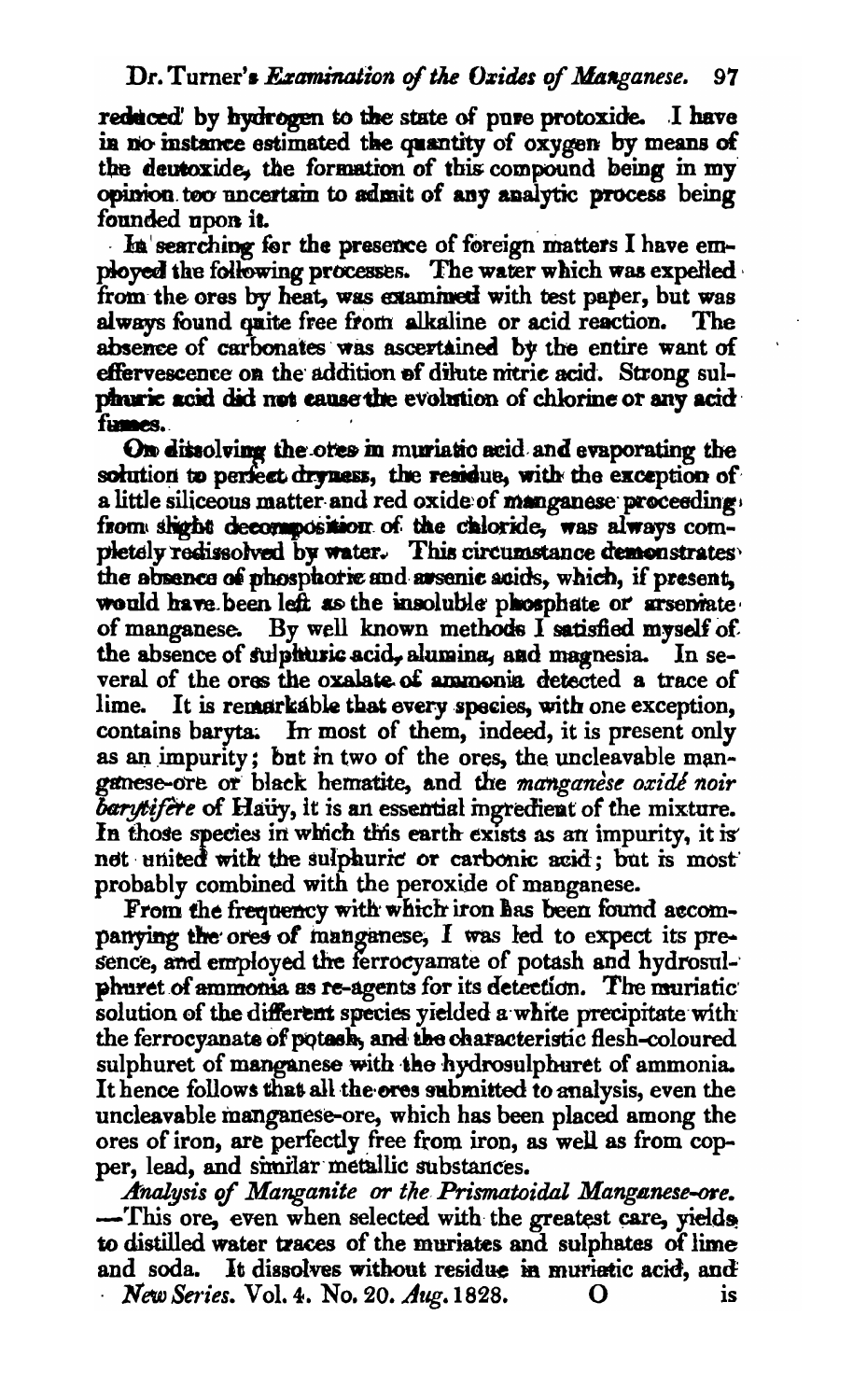reduced by hydrogen to the state of pure protoxide. I have in no instance estimated the quantity of oxygen by means of the deutoxide, the formation of this compound being in my opinion too uncertain to admit of any analytic process being founded upon it.

In searching for the presence of foreign matters I have employed the following processes. The water which was expelled from the ores by heat, was examined with test paper, but was always found quite free from alkaline or acid reaction. The absence of carbonates was ascertained by the entire want of effervescence on the addition of dilute nitric acid. Strong sulphuric acid did not cause the evolution of chlorine or any acid fumes.

On dissolving the ores in muriatic acid and evaporating the solution to perfect dryness, the residue, with the exception of a little siliceous matter and red oxide of manganese proceeding from slight decomposition of the chloride, was always completely redissolved by water. This circumstance demonstrates the absence of phosphoric and arsenic acids, which, if present, would have been left as the insoluble phosphate or arseniate of manganese. By well known methods I satisfied myself of the absence of sulphuric acid, alumina, and magnesia. In several of the ores the oxalate of ammonia detected a trace of lime. It is remarkable that every species, with one exception, contains baryta. In most of them, indeed, it is present only as an impurity; but in two of the ores, the uncleavable manganese-ore or black hematite, and the *manganèse oxidé noir barytifère* of Haüy, it is an essential ingredient of the mixture. In those species in which this earth exists as an impurity, it is not united with the sulphuric or carbonic acid; but is most probably combined with the peroxide of manganese.

From the frequency with which iron has been found accompanying the ores of manganese, I was led to expect its presence, and employed the ferrocyanate of potash and hydrosulphuret of ammonia as re-agents for its detection. The muriatic solution of the different species yielded a white precipitate with the ferrocyanate of potash, and the characteristic flesh-coloured sulphuret of manganese with the hydrosulphuret of ammonia. It hence follows that all the ores submitted to analysis, even the uncleavable manganese-ore, which has been placed among the ores of iron, are perfectly free from iron, as well as from copper, lead, and similar metallic substances.

*Analysis of Manganite or the Prismatoidal Manganese-ore.* —This ore, even when selected with the greatest care, yields to distilled water traces of the muriates and sulphates of lime and soda. It dissolves without residue in muriatic acid, and is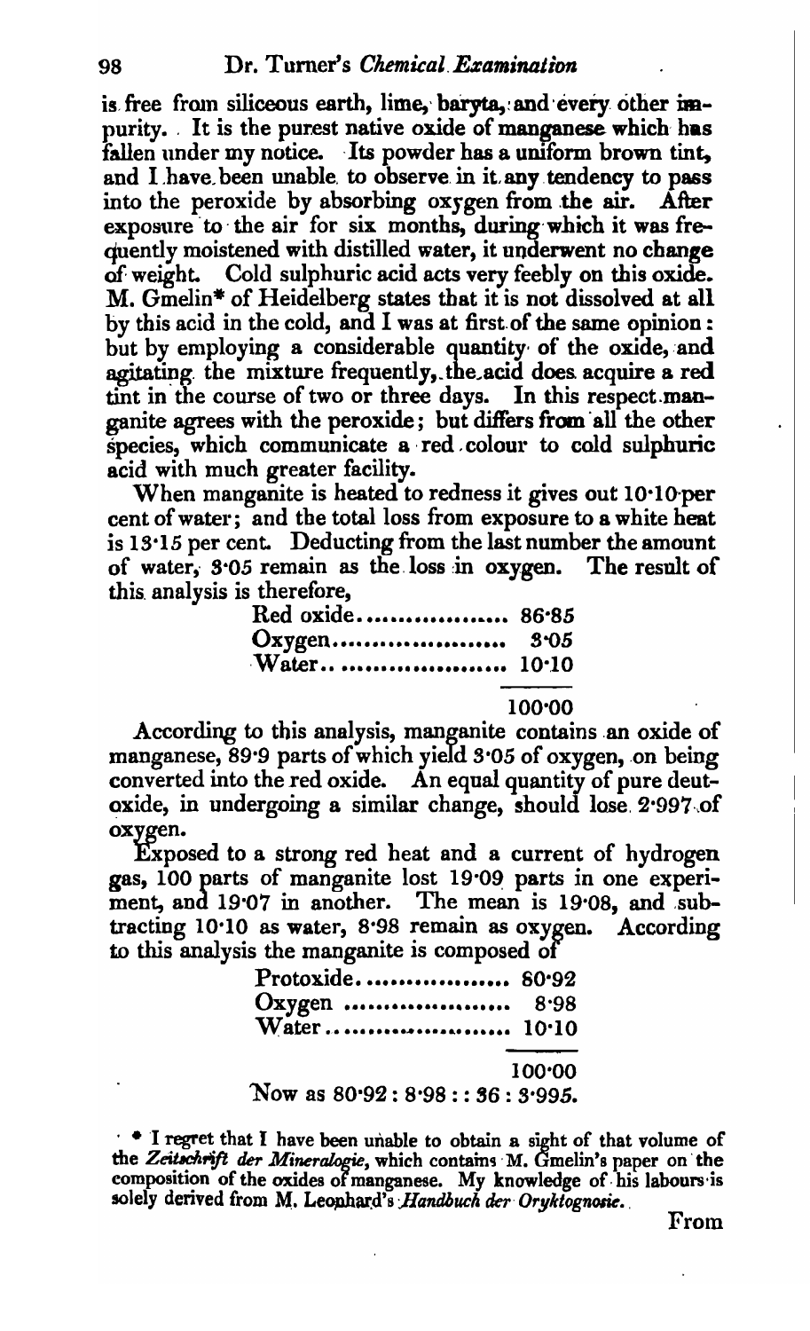is free from siliceous earth, lime, baryta, and every other impurity. It is the purest native oxide of manganese which has fallen under my notice. Its powder has a uniform brown tint, and I have been unable to observe in it any tendency to pass into the peroxide by absorbing oxygen from the air. After exposure to the air for six months, during which it was frequently moistened with distilled water, it underwent no change of weight. Cold sulphuric acid acts very feebly on this oxide. M. Gmelin* of Heidelberg states that it is not dissolved at all by this acid in the cold, and I was at first of the same opinion: but by employing a considerable quantity of the oxide, and agitating the mixture frequently, the acid does acquire a red tint in the course of two or three days. In this respect manganite agrees with the peroxide; but differs from all the other species, which communicate a red colour to cold sulphuric acid with much greater facility.

When manganite is heated to redness it gives out 10·10 per cent of water; and the total loss from exposure to a white heat is 13·15 per cent. Deducting from the last number the amount of water, 3·05 remain as the loss in oxygen. The result of this analysis is therefore,

| | |
|---|---|
| Red oxide | 86·85 |
| Oxygen | 3·05 |
| Water | 10·10 |
| | 100·00 |

According to this analysis, manganite contains an oxide of manganese, 89·9 parts of which yield 3·05 of oxygen, on being converted into the red oxide. An equal quantity of pure deutoxide, in undergoing a similar change, should lose 2·997 of oxygen.

Exposed to a strong red heat and a current of hydrogen gas, 100 parts of manganite lost 19·09 parts in one experiment, and 19·07 in another. The mean is 19·08, and subtracting 10·10 as water, 8·98 remain as oxygen. According to this analysis the manganite is composed of

| | |
|---|---|
| Protoxide | 80·92 |
| Oxygen | 8·98 |
| Water | 10·10 |
| | 100·00 |

Now as 80·92 : 8·98 :: 36 : 3·995.

\* I regret that I have been unable to obtain a sight of that volume of the *Zeitschrift der Mineralogie*, which contains M. Gmelin's paper on the composition of the oxides of manganese. My knowledge of his labours is solely derived from M. Leonhard's *Handbuch der Oryktognosie*.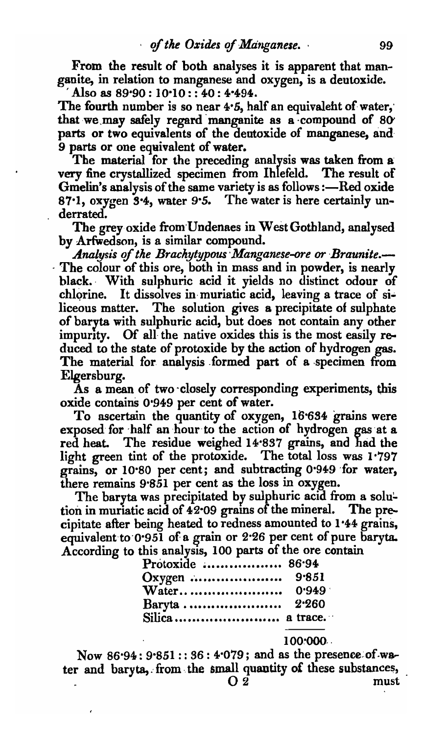From the result of both analyses it is apparent that manganite, in relation to manganese and oxygen, is a deutoxide.

Also as 89·90 : 10·10 :: 40 : 4·494.

The fourth number is so near 4·5, half an equivalent of water, that we may safely regard manganite as a compound of 80 parts or two equivalents of the deutoxide of manganese, and 9 parts or one equivalent of water.

The material for the preceding analysis was taken from a very fine crystallized specimen from Ihlefeld. The result of Gmelin's analysis of the same variety is as follows:—Red oxide 87·1, oxygen 3·4, water 9·5. The water is here certainly underrated.

The grey oxide from Undenaes in West Gothland, analysed by Arfwedson, is a similar compound.

*Analysis of the Brachytypous Manganese-ore or Braunite.*—The colour of this ore, both in mass and in powder, is nearly black. With sulphuric acid it yields no distinct odour of chlorine. It dissolves in muriatic acid, leaving a trace of siliceous matter. The solution gives a precipitate of sulphate of baryta with sulphuric acid, but does not contain any other impurity. Of all the native oxides this is the most easily reduced to the state of protoxide by the action of hydrogen gas. The material for analysis formed part of a specimen from Elgersburg.

As a mean of two closely corresponding experiments, this oxide contains 0·949 per cent of water.

To ascertain the quantity of oxygen, 16·634 grains were exposed for half an hour to the action of hydrogen gas at a red heat. The residue weighed 14·837 grains, and had the light green tint of the protoxide. The total loss was 1·797 grains, or 10·80 per cent; and subtracting 0·949 for water, there remains 9·851 per cent as the loss in oxygen.

The baryta was precipitated by sulphuric acid from a solution in muriatic acid of 42·09 grains of the mineral. The precipitate after being heated to redness amounted to 1·44 grains, equivalent to 0·951 of a grain or 2·26 per cent of pure baryta.

According to this analysis, 100 parts of the ore contain

| | |
|---|---|
| Protoxide | 86·94 |
| Oxygen | 9·851 |
| Water | 0·949 |
| Baryta | 2·260 |
| Silica | a trace. |
| | 100·000 |

Now 86·94 : 9·851 :: 36 : 4·079; and as the presence of water and baryta, from the small quantity of these substances, must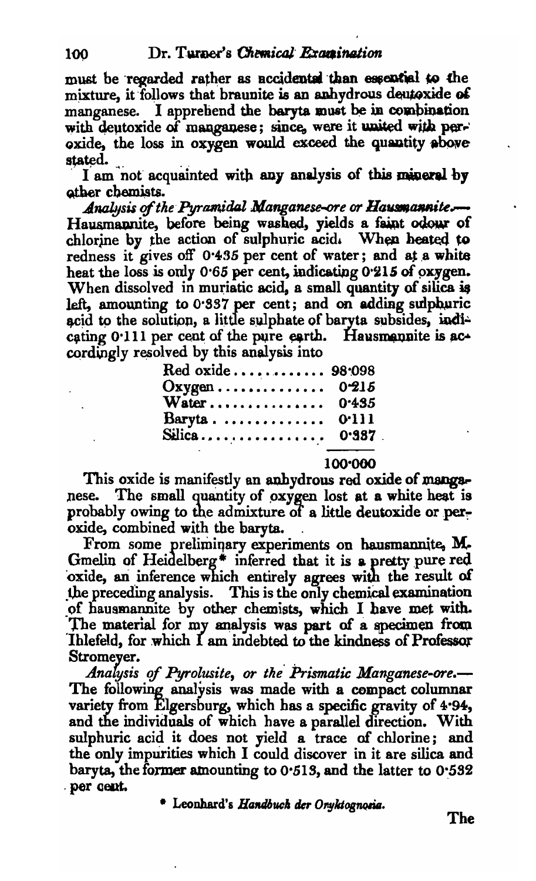must be regarded rather as accidental than essential to the mixture, it follows that braunite is an anhydrous deutoxide of manganese. I apprehend the baryta must be in combination with deutoxide of manganese; since, were it united with peroxide, the loss in oxygen would exceed the quantity above stated.

I am not acquainted with any analysis of this mineral by other chemists.

*Analysis of the Pyramidal Manganese-ore or Hausmannite.*— Hausmannite, before being washed, yields a faint odour of chlorine by the action of sulphuric acid. When heated to redness it gives off 0·435 per cent of water; and at a white heat the loss is only 0·65 per cent, indicating 0·215 of oxygen. When dissolved in muriatic acid, a small quantity of silica is left, amounting to 0·337 per cent; and on adding sulphuric acid to the solution, a little sulphate of baryta subsides, indicating 0·111 per cent of the pure earth. Hausmannite is accordingly resolved by this analysis into

| | |
|---|---|
| Red oxide | 98·098 |
| Oxygen | 0·215 |
| Water | 0·435 |
| Baryta | 0·111 |
| Silica | 0·337 |
| | 100·000 |

This oxide is manifestly an anhydrous red oxide of manganese. The small quantity of oxygen lost at a white heat is probably owing to the admixture of a little deutoxide or peroxide, combined with the baryta.

From some preliminary experiments on hausmannite, M. Gmelin of Heidelberg* inferred that it is a pretty pure red oxide, an inference which entirely agrees with the result of the preceding analysis. This is the only chemical examination of hausmannite by other chemists, which I have met with. The material for my analysis was part of a specimen from Ihlefeld, for which I am indebted to the kindness of Professor Stromeyer.

*Analysis of Pyrolusite, or the Prismatic Manganese-ore.*— The following analysis was made with a compact columnar variety from Elgersburg, which has a specific gravity of 4·94, and the individuals of which have a parallel direction. With sulphuric acid it does not yield a trace of chlorine; and the only impurities which I could discover in it are silica and baryta, the former amounting to 0·513, and the latter to 0·532 per cent.

\* Leonhard's *Handbuch der Oryktognosie.*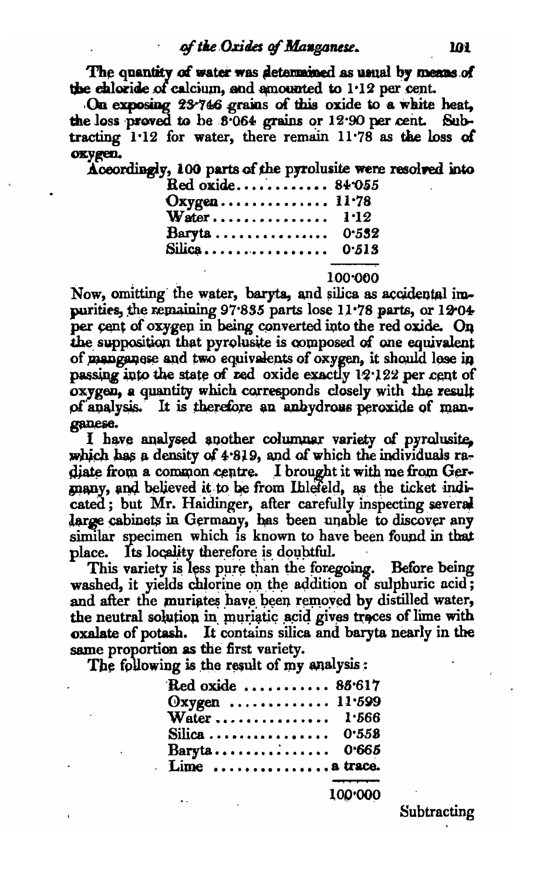The quantity of water was determined as usual by means of the chloride of calcium, and amounted to 1·12 per cent.

On exposing 23·746 grains of this oxide to a white heat, the loss proved to be 8·064 grains or 12·90 per cent. Subtracting 1·12 for water, there remain 11·78 as the loss of oxygen.

Accordingly, 100 parts of the pyrolusite were resolved into

| | |
|---|---|
| Red oxide | 84·055 |
| Oxygen | 11·78 |
| Water | 1·12 |
| Baryta | 0·532 |
| Silica | 0·513 |
| | 100·000 |

Now, omitting the water, baryta, and silica as accidental impurities, the remaining 97·835 parts lose 11·78 parts, or 12·04 per cent of oxygen in being converted into the red oxide. On the supposition that pyrolusite is composed of one equivalent of manganese and two equivalents of oxygen, it should lose in passing into the state of red oxide exactly 12·122 per cent of oxygen, a quantity which corresponds closely with the result of analysis. It is therefore an anhydrous peroxide of manganese.

I have analysed another columnar variety of pyrolusite, which has a density of 4·819, and of which the individuals radiate from a common centre. I brought it with me from Germany, and believed it to be from Ihlefeld, as the ticket indicated; but Mr. Haidinger, after carefully inspecting several large cabinets in Germany, has been unable to discover any similar specimen which is known to have been found in that place. Its locality therefore is doubtful.

This variety is less pure than the foregoing. Before being washed, it yields chlorine on the addition of sulphuric acid; and after the muriates have been removed by distilled water, the neutral solution in muriatic acid gives traces of lime with oxalate of potash. It contains silica and baryta nearly in the same proportion as the first variety.

The following is the result of my analysis:

| | |
|---|---|
| Red oxide | 85·617 |
| Oxygen | 11·599 |
| Water | 1·566 |
| Silica | 0·558 |
| Baryta | 0·665 |
| Lime | a trace. |
| | 100·000 |

Subtracting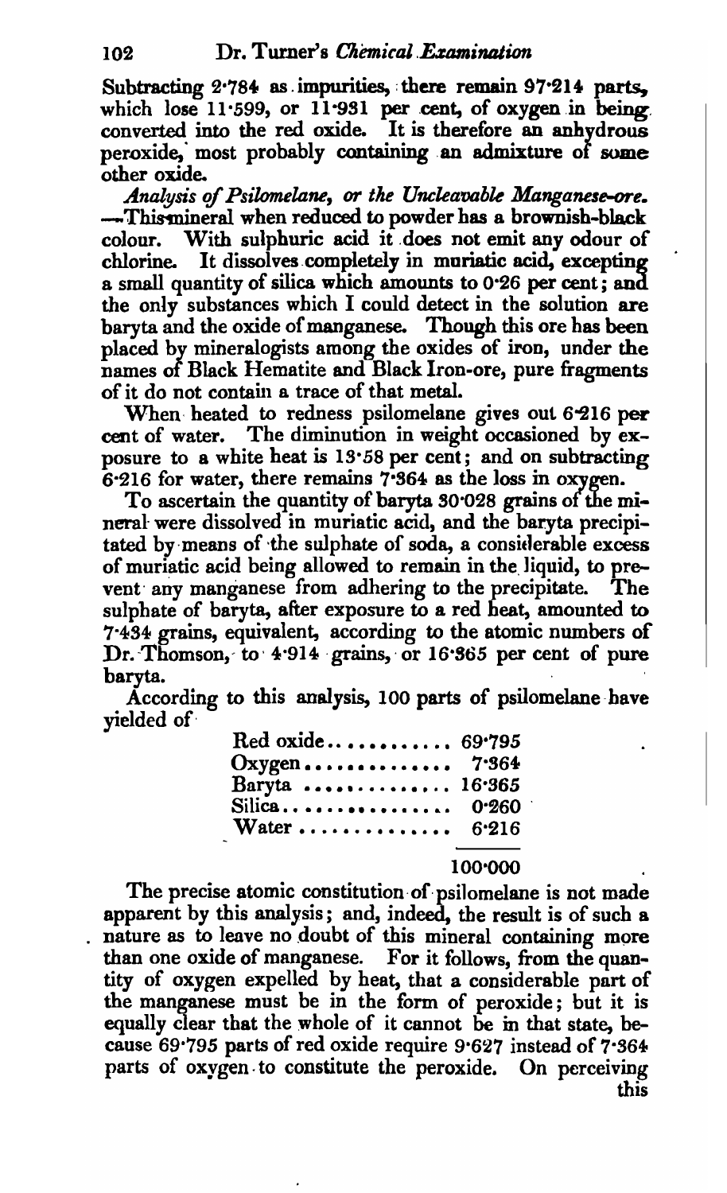Subtracting 2·784 as impurities, there remain 97·214 parts, which lose 11·599, or 11·931 per cent, of oxygen in being converted into the red oxide. It is therefore an anhydrous peroxide, most probably containing an admixture of some other oxide.

*Analysis of Psilomelane, or the Uncleavable Manganese-ore.*—This mineral when reduced to powder has a brownish-black colour. With sulphuric acid it does not emit any odour of chlorine. It dissolves completely in muriatic acid, excepting a small quantity of silica which amounts to 0·26 per cent; and the only substances which I could detect in the solution are baryta and the oxide of manganese. Though this ore has been placed by mineralogists among the oxides of iron, under the names of Black Hematite and Black Iron-ore, pure fragments of it do not contain a trace of that metal.

When heated to redness psilomelane gives out 6·216 per cent of water. The diminution in weight occasioned by exposure to a white heat is 13·58 per cent; and on subtracting 6·216 for water, there remains 7·364 as the loss in oxygen.

To ascertain the quantity of baryta 30·028 grains of the mineral were dissolved in muriatic acid, and the baryta precipitated by means of the sulphate of soda, a considerable excess of muriatic acid being allowed to remain in the liquid, to prevent any manganese from adhering to the precipitate. The sulphate of baryta, after exposure to a red heat, amounted to 7·434 grains, equivalent, according to the atomic numbers of Dr. Thomson, to 4·914 grains, or 16·365 per cent of pure baryta.

According to this analysis, 100 parts of psilomelane have yielded of

| | |
|---|---|
| Red oxide | 69·795 |
| Oxygen | 7·364 |
| Baryta | 16·365 |
| Silica | 0·260 |
| Water | 6·216 |
| | 100·000 |

The precise atomic constitution of psilomelane is not made apparent by this analysis; and, indeed, the result is of such a nature as to leave no doubt of this mineral containing more than one oxide of manganese. For it follows, from the quantity of oxygen expelled by heat, that a considerable part of the manganese must be in the form of peroxide; but it is equally clear that the whole of it cannot be in that state, because 69·795 parts of red oxide require 9·627 instead of 7·364 parts of oxygen to constitute the peroxide. On perceiving this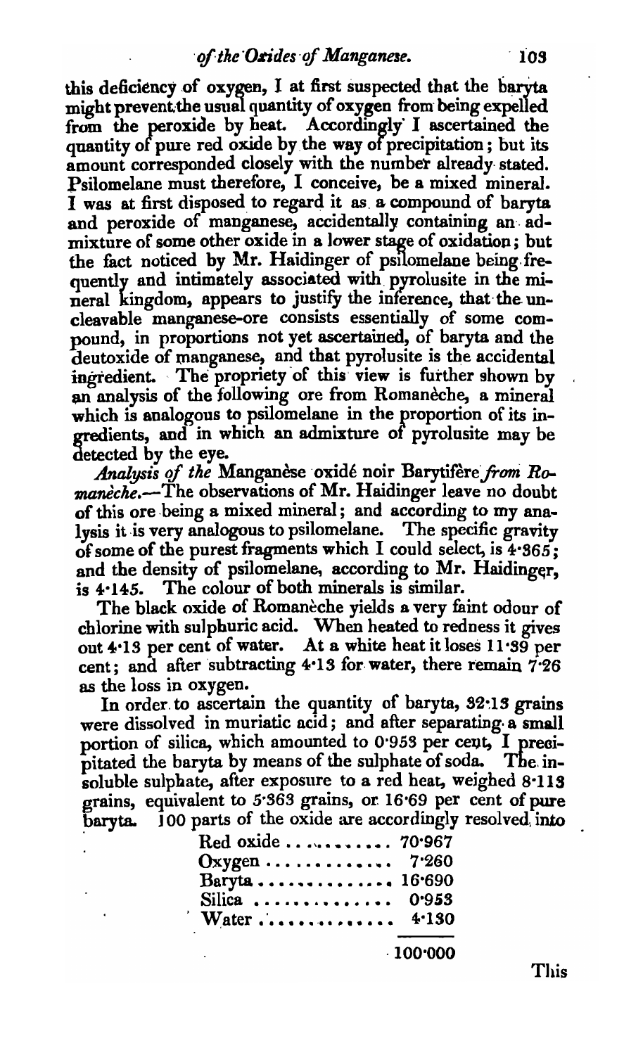this deficiency of oxygen, I at first suspected that the baryta might prevent the usual quantity of oxygen from being expelled from the peroxide by heat. Accordingly I ascertained the quantity of pure red oxide by the way of precipitation; but its amount corresponded closely with the number already stated. Psilomelane must therefore, I conceive, be a mixed mineral. I was at first disposed to regard it as a compound of baryta and peroxide of manganese, accidentally containing an admixture of some other oxide in a lower stage of oxidation; but the fact noticed by Mr. Haidinger of psilomelane being frequently and intimately associated with pyrolusite in the mineral kingdom, appears to justify the inference, that the uncleavable manganese-ore consists essentially of some compound, in proportions not yet ascertained, of baryta and the deutoxide of manganese, and that pyrolusite is the accidental ingredient. The propriety of this view is further shown by an analysis of the following ore from Romanèche, a mineral which is analogous to psilomelane in the proportion of its ingredients, and in which an admixture of pyrolusite may be detected by the eye.

*Analysis of the* Manganèse oxidé noir Barytifère *from Romanèche.*—The observations of Mr. Haidinger leave no doubt of this ore being a mixed mineral; and according to my analysis it is very analogous to psilomelane. The specific gravity of some of the purest fragments which I could select, is 4·365; and the density of psilomelane, according to Mr. Haidinger, is 4·145. The colour of both minerals is similar.

The black oxide of Romanèche yields a very faint odour of chlorine with sulphuric acid. When heated to redness it gives out 4·13 per cent of water. At a white heat it loses 11·39 per cent; and after subtracting 4·13 for water, there remain 7·26 as the loss in oxygen.

In order to ascertain the quantity of baryta, 32·13 grains were dissolved in muriatic acid; and after separating a small portion of silica, which amounted to 0·953 per cent, I precipitated the baryta by means of the sulphate of soda. The insoluble sulphate, after exposure to a red heat, weighed 8·113 grains, equivalent to 5·363 grains, or 16·69 per cent of pure baryta. 100 parts of the oxide are accordingly resolved into

| | |
|---|---|
| Red oxide | 70·967 |
| Oxygen | 7·260 |
| Baryta | 16·690 |
| Silica | 0·953 |
| Water | 4·130 |
| | 100·000 |

This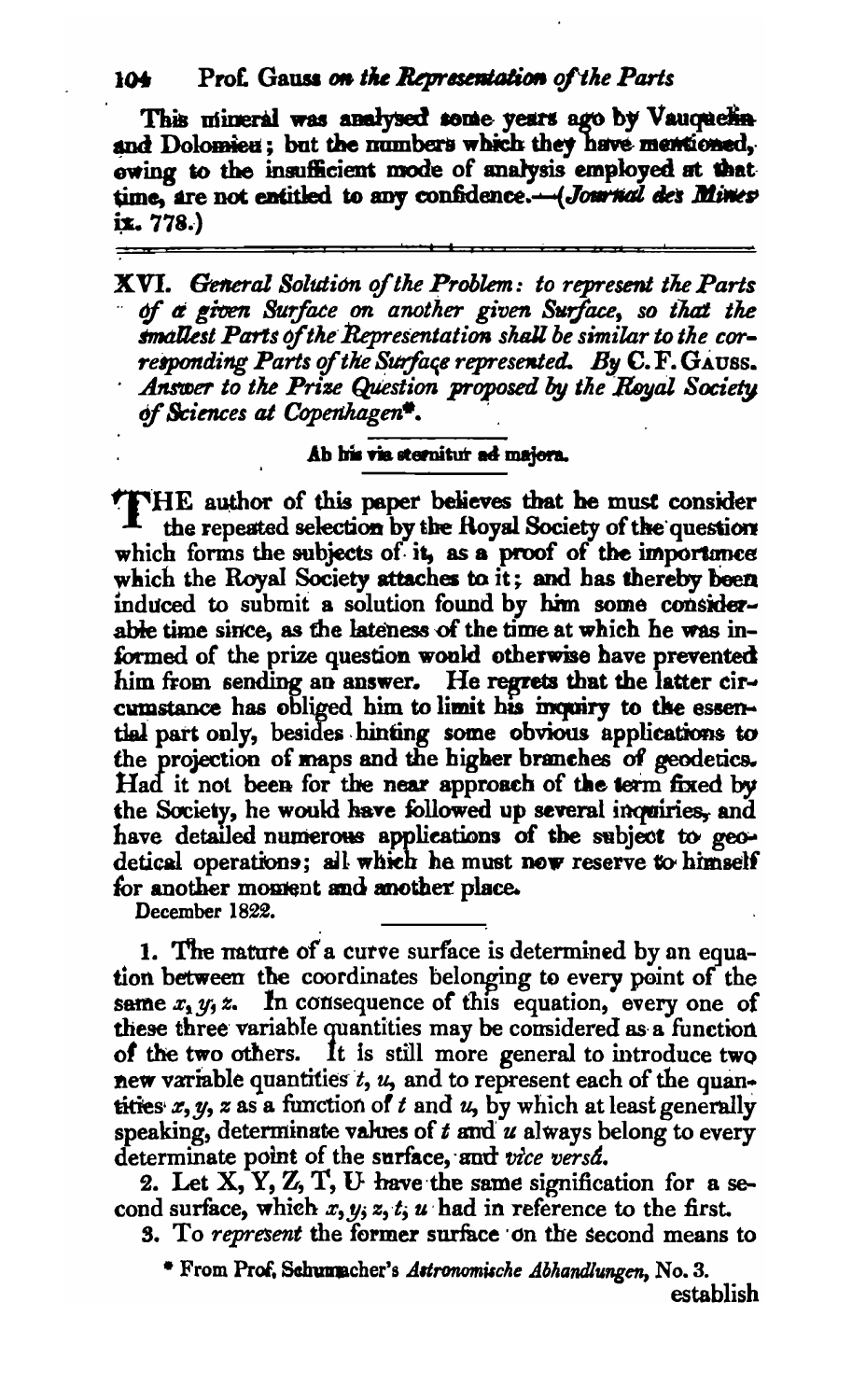This mineral was analysed some years ago by Vauquelin and Dolomieu; but the numbers which they have mentioned, owing to the insufficient mode of analysis employed at that time, are not entitled to any confidence.—(*Journal des Mines* ix. 778.)

---

## XVI. *General Solution of the Problem: to represent the Parts of a given Surface on another given Surface, so that the smallest Parts of the Representation shall be similar to the corresponding Parts of the Surface represented.* By C. F. Gauss. *Answer to the Prize Question proposed by the Royal Society of Sciences at Copenhagen*\*.

**Ab his via sternitur ad majora.**

THE author of this paper believes that he must consider the repeated selection by the Royal Society of the question which forms the subjects of it, as a proof of the importance which the Royal Society attaches to it; and has thereby been induced to submit a solution found by him some considerable time since, as the lateness of the time at which he was informed of the prize question would otherwise have prevented him from sending an answer. He regrets that the latter circumstance has obliged him to limit his inquiry to the essential part only, besides hinting some obvious applications to the projection of maps and the higher branches of geodetics. Had it not been for the near approach of the term fixed by the Society, he would have followed up several inquiries, and have detailed numerous applications of the subject to geodetical operations; all which he must now reserve to himself for another moment and another place.

December 1822.

---

1. The nature of a curve surface is determined by an equation between the coordinates belonging to every point of the same $x, y, z$. In consequence of this equation, every one of these three variable quantities may be considered as a function of the two others. It is still more general to introduce two new variable quantities $t, u$, and to represent each of the quantities $x, y, z$ as a function of $t$ and $u$, by which at least generally speaking, determinate values of $t$ and $u$ always belong to every determinate point of the surface, and *vice versâ*.

2. Let $X, Y, Z, T, U$ have the same signification for a second surface, which $x, y, z, t, u$ had in reference to the first.

3. To *represent* the former surface on the second means to establish

\* From Prof. Schumacher's *Astronomische Abhandlungen*, No. 3.